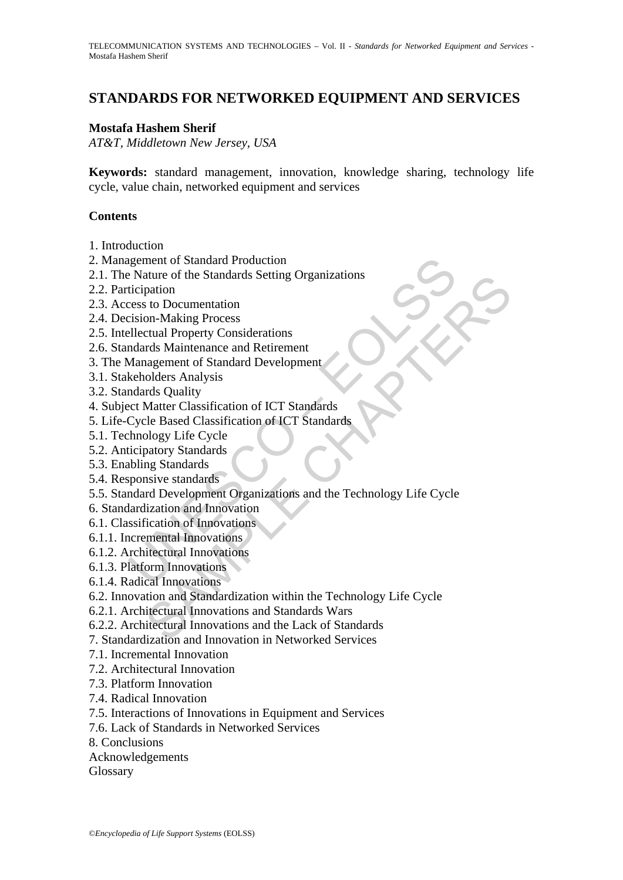# STANDARDS FOR NETWORKED EQUIPMENT AND SERVICES

**Mostafa Hashem Sherif**

*AT&T, Middletown New Jersey, USA*

**Keywords:** standard management, innovation, knowledge sharing, technology life cycle, value chain, networked equipment and services

## Contents

1. Introduction
2. Management of Standard Production
2.1. The Nature of the Standards Setting Organizations
2.2. Participation
2.3. Access to Documentation
2.4. Decision-Making Process
2.5. Intellectual Property Considerations
2.6. Standards Maintenance and Retirement
3. The Management of Standard Development
3.1. Stakeholders Analysis
3.2. Standards Quality
4. Subject Matter Classification of ICT Standards
5. Life-Cycle Based Classification of ICT Standards
5.1. Technology Life Cycle
5.2. Anticipatory Standards
5.3. Enabling Standards
5.4. Responsive standards
5.5. Standard Development Organizations and the Technology Life Cycle
6. Standardization and Innovation
6.1. Classification of Innovations
6.1.1. Incremental Innovations
6.1.2. Architectural Innovations
6.1.3. Platform Innovations
6.1.4. Radical Innovations
6.2. Innovation and Standardization within the Technology Life Cycle
6.2.1. Architectural Innovations and Standards Wars
6.2.2. Architectural Innovations and the Lack of Standards
7. Standardization and Innovation in Networked Services
7.1. Incremental Innovation
7.2. Architectural Innovation
7.3. Platform Innovation
7.4. Radical Innovation
7.5. Interactions of Innovations in Equipment and Services
7.6. Lack of Standards in Networked Services
8. Conclusions
Acknowledgements
Glossary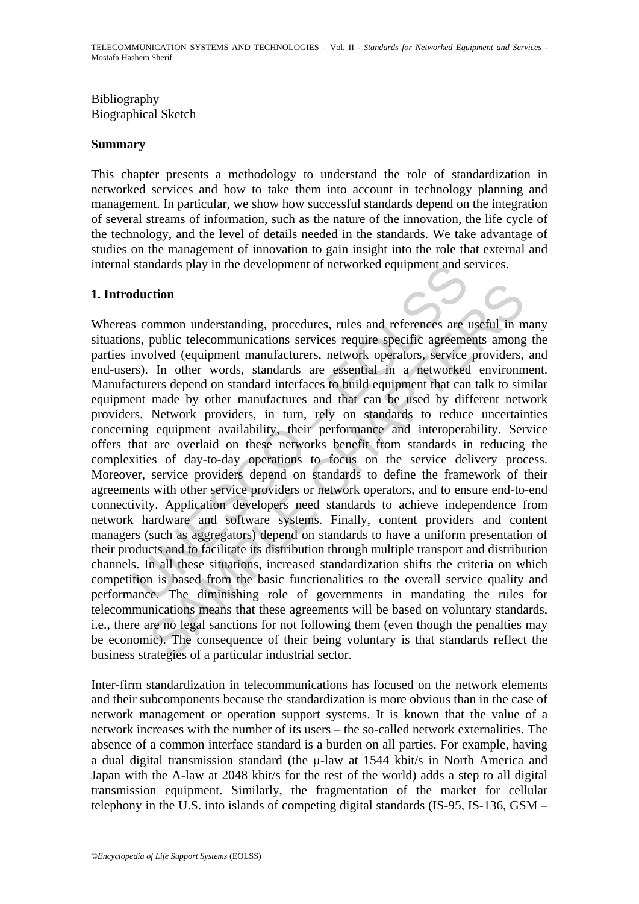Bibliography
Biographical Sketch

## Summary

This chapter presents a methodology to understand the role of standardization in networked services and how to take them into account in technology planning and management. In particular, we show how successful standards depend on the integration of several streams of information, such as the nature of the innovation, the life cycle of the technology, and the level of details needed in the standards. We take advantage of studies on the management of innovation to gain insight into the role that external and internal standards play in the development of networked equipment and services.

## 1. Introduction

Whereas common understanding, procedures, rules and references are useful in many situations, public telecommunications services require specific agreements among the parties involved (equipment manufacturers, network operators, service providers, and end-users). In other words, standards are essential in a networked environment. Manufacturers depend on standard interfaces to build equipment that can talk to similar equipment made by other manufactures and that can be used by different network providers. Network providers, in turn, rely on standards to reduce uncertainties concerning equipment availability, their performance and interoperability. Service offers that are overlaid on these networks benefit from standards in reducing the complexities of day-to-day operations to focus on the service delivery process. Moreover, service providers depend on standards to define the framework of their agreements with other service providers or network operators, and to ensure end-to-end connectivity. Application developers need standards to achieve independence from network hardware and software systems. Finally, content providers and content managers (such as aggregators) depend on standards to have a uniform presentation of their products and to facilitate its distribution through multiple transport and distribution channels. In all these situations, increased standardization shifts the criteria on which competition is based from the basic functionalities to the overall service quality and performance. The diminishing role of governments in mandating the rules for telecommunications means that these agreements will be based on voluntary standards, i.e., there are no legal sanctions for not following them (even though the penalties may be economic). The consequence of their being voluntary is that standards reflect the business strategies of a particular industrial sector.

Inter-firm standardization in telecommunications has focused on the network elements and their subcomponents because the standardization is more obvious than in the case of network management or operation support systems. It is known that the value of a network increases with the number of its users – the so-called network externalities. The absence of a common interface standard is a burden on all parties. For example, having a dual digital transmission standard (the μ-law at 1544 kbit/s in North America and Japan with the A-law at 2048 kbit/s for the rest of the world) adds a step to all digital transmission equipment. Similarly, the fragmentation of the market for cellular telephony in the U.S. into islands of competing digital standards (IS-95, IS-136, GSM –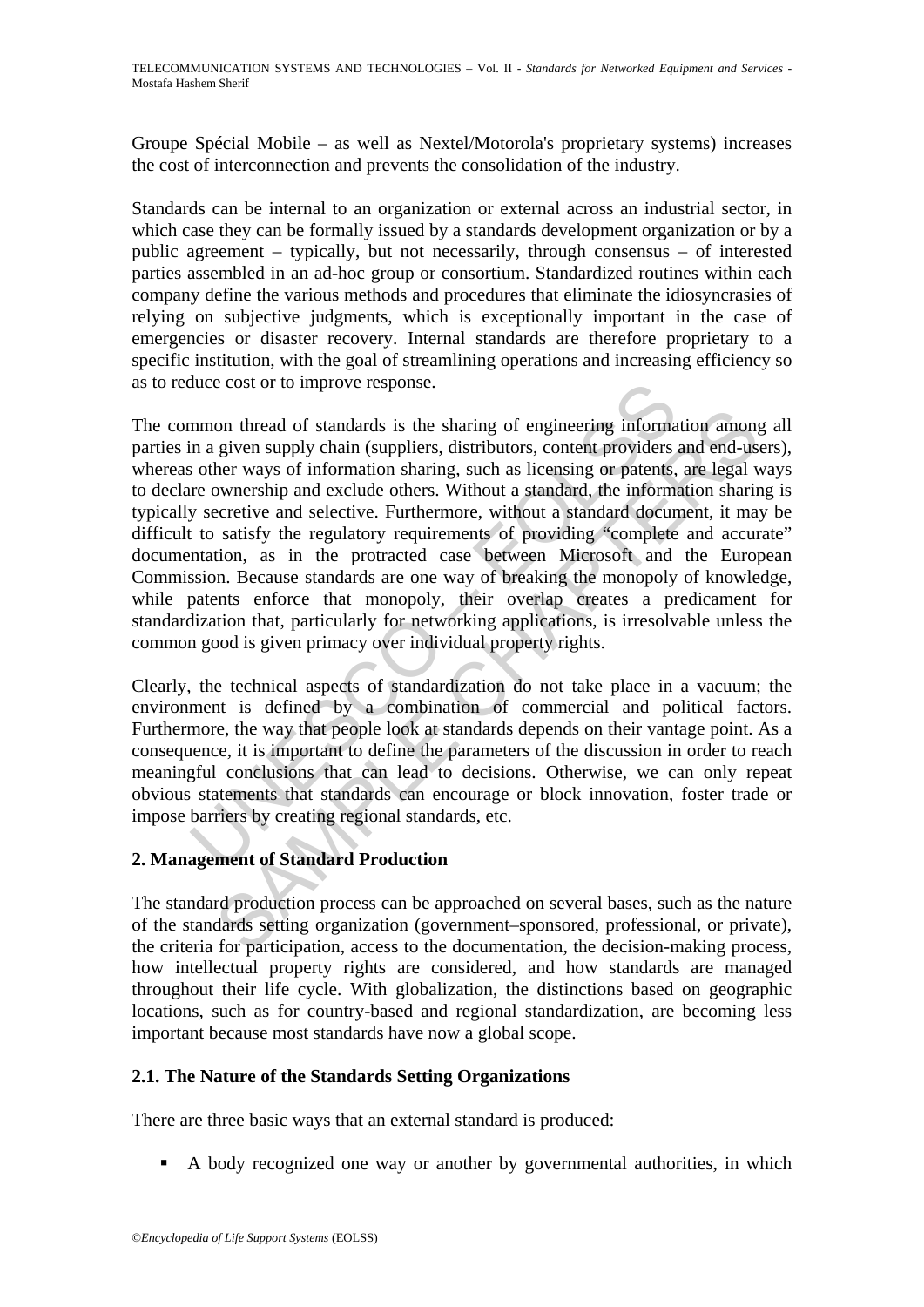Groupe Spécial Mobile – as well as Nextel/Motorola's proprietary systems) increases the cost of interconnection and prevents the consolidation of the industry.

Standards can be internal to an organization or external across an industrial sector, in which case they can be formally issued by a standards development organization or by a public agreement – typically, but not necessarily, through consensus – of interested parties assembled in an ad-hoc group or consortium. Standardized routines within each company define the various methods and procedures that eliminate the idiosyncrasies of relying on subjective judgments, which is exceptionally important in the case of emergencies or disaster recovery. Internal standards are therefore proprietary to a specific institution, with the goal of streamlining operations and increasing efficiency so as to reduce cost or to improve response.

The common thread of standards is the sharing of engineering information among all parties in a given supply chain (suppliers, distributors, content providers and end-users), whereas other ways of information sharing, such as licensing or patents, are legal ways to declare ownership and exclude others. Without a standard, the information sharing is typically secretive and selective. Furthermore, without a standard document, it may be difficult to satisfy the regulatory requirements of providing "complete and accurate" documentation, as in the protracted case between Microsoft and the European Commission. Because standards are one way of breaking the monopoly of knowledge, while patents enforce that monopoly, their overlap creates a predicament for standardization that, particularly for networking applications, is irresolvable unless the common good is given primacy over individual property rights.

Clearly, the technical aspects of standardization do not take place in a vacuum; the environment is defined by a combination of commercial and political factors. Furthermore, the way that people look at standards depends on their vantage point. As a consequence, it is important to define the parameters of the discussion in order to reach meaningful conclusions that can lead to decisions. Otherwise, we can only repeat obvious statements that standards can encourage or block innovation, foster trade or impose barriers by creating regional standards, etc.

## 2. Management of Standard Production

The standard production process can be approached on several bases, such as the nature of the standards setting organization (government–sponsored, professional, or private), the criteria for participation, access to the documentation, the decision-making process, how intellectual property rights are considered, and how standards are managed throughout their life cycle. With globalization, the distinctions based on geographic locations, such as for country-based and regional standardization, are becoming less important because most standards have now a global scope.

### 2.1. The Nature of the Standards Setting Organizations

There are three basic ways that an external standard is produced:

- A body recognized one way or another by governmental authorities, in which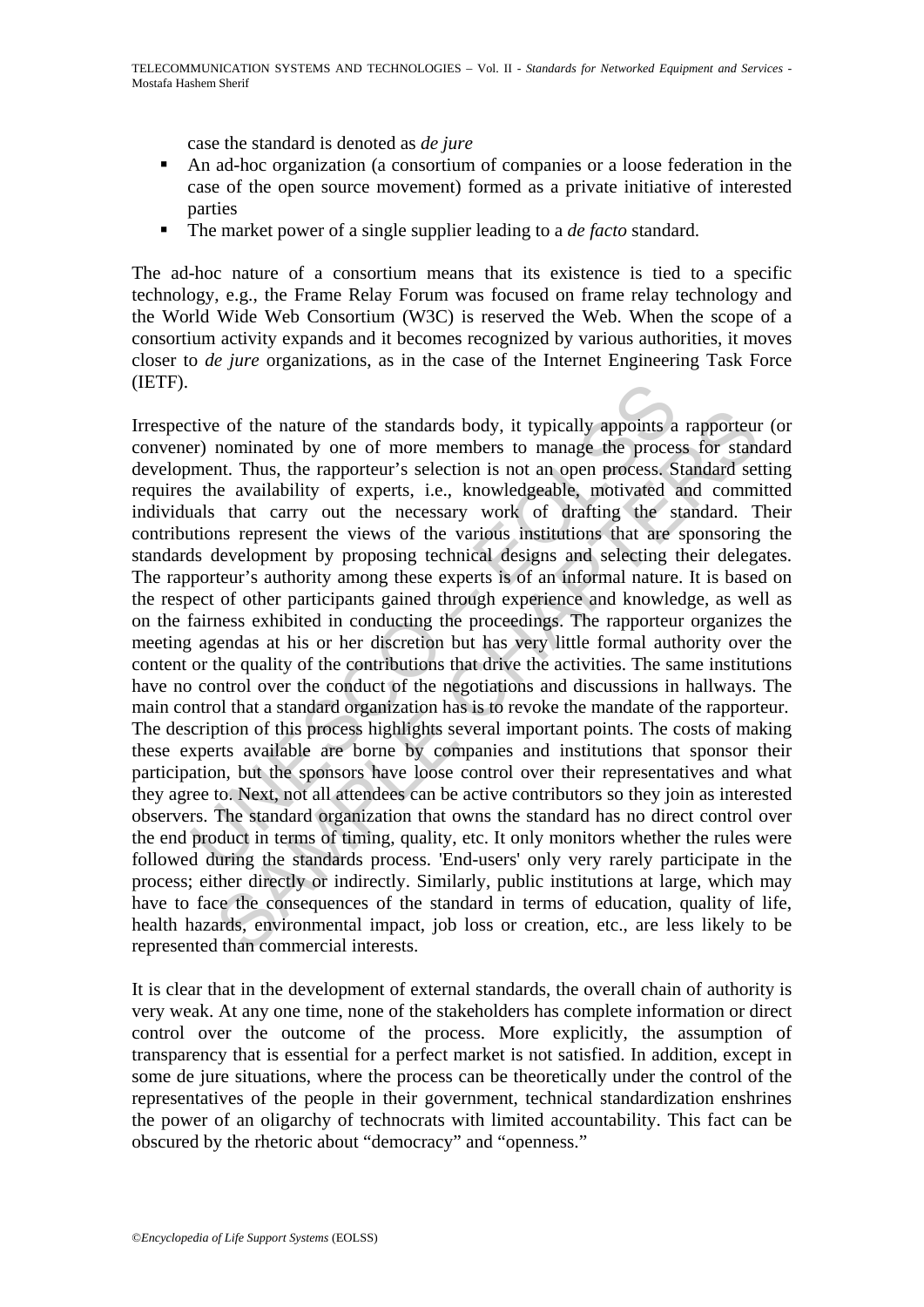case the standard is denoted as *de jure*

- An ad-hoc organization (a consortium of companies or a loose federation in the case of the open source movement) formed as a private initiative of interested parties
- The market power of a single supplier leading to a *de facto* standard.

The ad-hoc nature of a consortium means that its existence is tied to a specific technology, e.g., the Frame Relay Forum was focused on frame relay technology and the World Wide Web Consortium (W3C) is reserved the Web. When the scope of a consortium activity expands and it becomes recognized by various authorities, it moves closer to *de jure* organizations, as in the case of the Internet Engineering Task Force (IETF).

Irrespective of the nature of the standards body, it typically appoints a rapporteur (or convener) nominated by one of more members to manage the process for standard development. Thus, the rapporteur's selection is not an open process. Standard setting requires the availability of experts, i.e., knowledgeable, motivated and committed individuals that carry out the necessary work of drafting the standard. Their contributions represent the views of the various institutions that are sponsoring the standards development by proposing technical designs and selecting their delegates. The rapporteur's authority among these experts is of an informal nature. It is based on the respect of other participants gained through experience and knowledge, as well as on the fairness exhibited in conducting the proceedings. The rapporteur organizes the meeting agendas at his or her discretion but has very little formal authority over the content or the quality of the contributions that drive the activities. The same institutions have no control over the conduct of the negotiations and discussions in hallways. The main control that a standard organization has is to revoke the mandate of the rapporteur. The description of this process highlights several important points. The costs of making these experts available are borne by companies and institutions that sponsor their participation, but the sponsors have loose control over their representatives and what they agree to. Next, not all attendees can be active contributors so they join as interested observers. The standard organization that owns the standard has no direct control over the end product in terms of timing, quality, etc. It only monitors whether the rules were followed during the standards process. 'End-users' only very rarely participate in the process; either directly or indirectly. Similarly, public institutions at large, which may have to face the consequences of the standard in terms of education, quality of life, health hazards, environmental impact, job loss or creation, etc., are less likely to be represented than commercial interests.

It is clear that in the development of external standards, the overall chain of authority is very weak. At any one time, none of the stakeholders has complete information or direct control over the outcome of the process. More explicitly, the assumption of transparency that is essential for a perfect market is not satisfied. In addition, except in some de jure situations, where the process can be theoretically under the control of the representatives of the people in their government, technical standardization enshrines the power of an oligarchy of technocrats with limited accountability. This fact can be obscured by the rhetoric about "democracy" and "openness."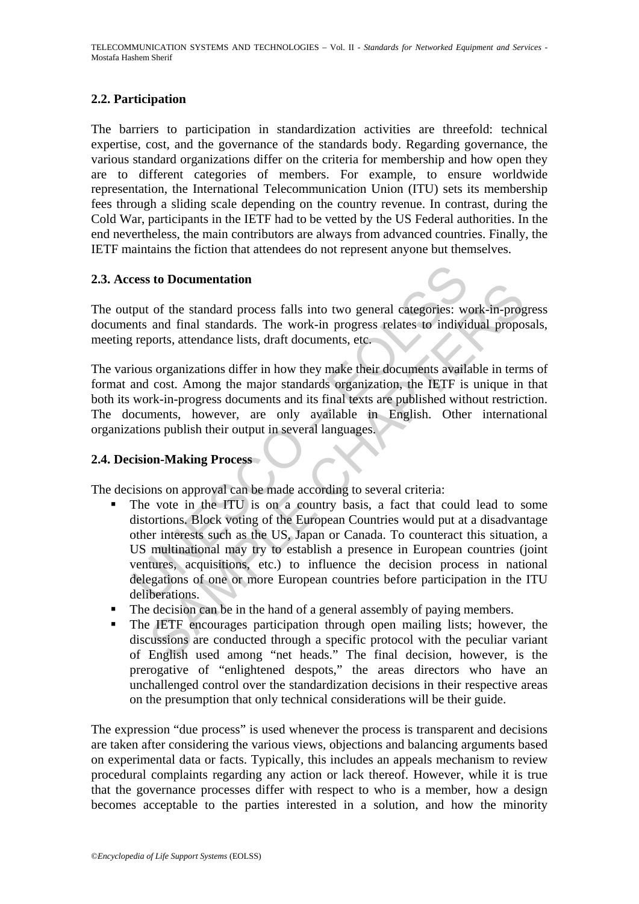### 2.2. Participation

The barriers to participation in standardization activities are threefold: technical expertise, cost, and the governance of the standards body. Regarding governance, the various standard organizations differ on the criteria for membership and how open they are to different categories of members. For example, to ensure worldwide representation, the International Telecommunication Union (ITU) sets its membership fees through a sliding scale depending on the country revenue. In contrast, during the Cold War, participants in the IETF had to be vetted by the US Federal authorities. In the end nevertheless, the main contributors are always from advanced countries. Finally, the IETF maintains the fiction that attendees do not represent anyone but themselves.

### 2.3. Access to Documentation

The output of the standard process falls into two general categories: work-in-progress documents and final standards. The work-in progress relates to individual proposals, meeting reports, attendance lists, draft documents, etc.

The various organizations differ in how they make their documents available in terms of format and cost. Among the major standards organization, the IETF is unique in that both its work-in-progress documents and its final texts are published without restriction. The documents, however, are only available in English. Other international organizations publish their output in several languages.

### 2.4. Decision-Making Process

The decisions on approval can be made according to several criteria:

- The vote in the ITU is on a country basis, a fact that could lead to some distortions. Block voting of the European Countries would put at a disadvantage other interests such as the US, Japan or Canada. To counteract this situation, a US multinational may try to establish a presence in European countries (joint ventures, acquisitions, etc.) to influence the decision process in national delegations of one or more European countries before participation in the ITU deliberations.
- The decision can be in the hand of a general assembly of paying members.
- The IETF encourages participation through open mailing lists; however, the discussions are conducted through a specific protocol with the peculiar variant of English used among "net heads." The final decision, however, is the prerogative of "enlightened despots," the areas directors who have an unchallenged control over the standardization decisions in their respective areas on the presumption that only technical considerations will be their guide.

The expression "due process" is used whenever the process is transparent and decisions are taken after considering the various views, objections and balancing arguments based on experimental data or facts. Typically, this includes an appeals mechanism to review procedural complaints regarding any action or lack thereof. However, while it is true that the governance processes differ with respect to who is a member, how a design becomes acceptable to the parties interested in a solution, and how the minority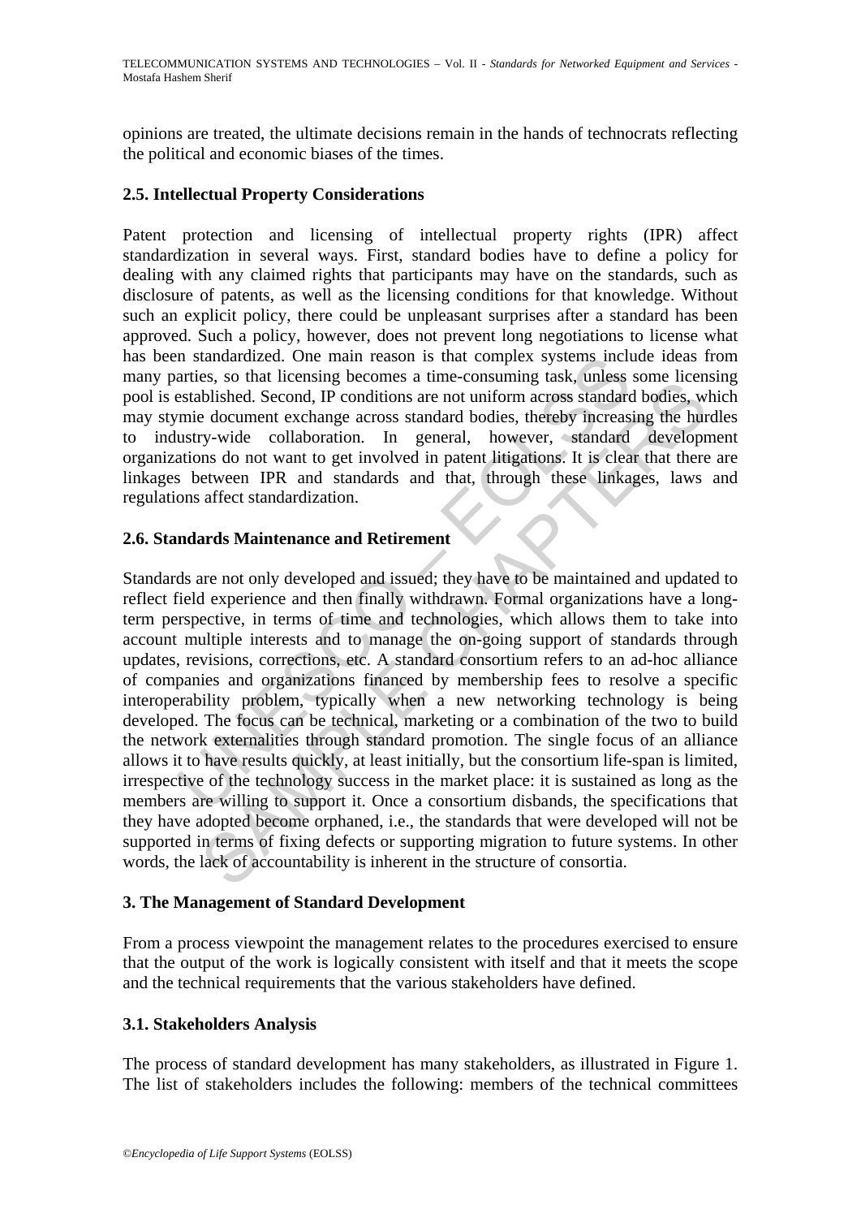opinions are treated, the ultimate decisions remain in the hands of technocrats reflecting the political and economic biases of the times.

### 2.5. Intellectual Property Considerations

Patent protection and licensing of intellectual property rights (IPR) affect standardization in several ways. First, standard bodies have to define a policy for dealing with any claimed rights that participants may have on the standards, such as disclosure of patents, as well as the licensing conditions for that knowledge. Without such an explicit policy, there could be unpleasant surprises after a standard has been approved. Such a policy, however, does not prevent long negotiations to license what has been standardized. One main reason is that complex systems include ideas from many parties, so that licensing becomes a time-consuming task, unless some licensing pool is established. Second, IP conditions are not uniform across standard bodies, which may stymie document exchange across standard bodies, thereby increasing the hurdles to industry-wide collaboration. In general, however, standard development organizations do not want to get involved in patent litigations. It is clear that there are linkages between IPR and standards and that, through these linkages, laws and regulations affect standardization.

### 2.6. Standards Maintenance and Retirement

Standards are not only developed and issued; they have to be maintained and updated to reflect field experience and then finally withdrawn. Formal organizations have a long-term perspective, in terms of time and technologies, which allows them to take into account multiple interests and to manage the on-going support of standards through updates, revisions, corrections, etc. A standard consortium refers to an ad-hoc alliance of companies and organizations financed by membership fees to resolve a specific interoperability problem, typically when a new networking technology is being developed. The focus can be technical, marketing or a combination of the two to build the network externalities through standard promotion. The single focus of an alliance allows it to have results quickly, at least initially, but the consortium life-span is limited, irrespective of the technology success in the market place: it is sustained as long as the members are willing to support it. Once a consortium disbands, the specifications that they have adopted become orphaned, i.e., the standards that were developed will not be supported in terms of fixing defects or supporting migration to future systems. In other words, the lack of accountability is inherent in the structure of consortia.

## 3. The Management of Standard Development

From a process viewpoint the management relates to the procedures exercised to ensure that the output of the work is logically consistent with itself and that it meets the scope and the technical requirements that the various stakeholders have defined.

### 3.1. Stakeholders Analysis

The process of standard development has many stakeholders, as illustrated in Figure 1. The list of stakeholders includes the following: members of the technical committees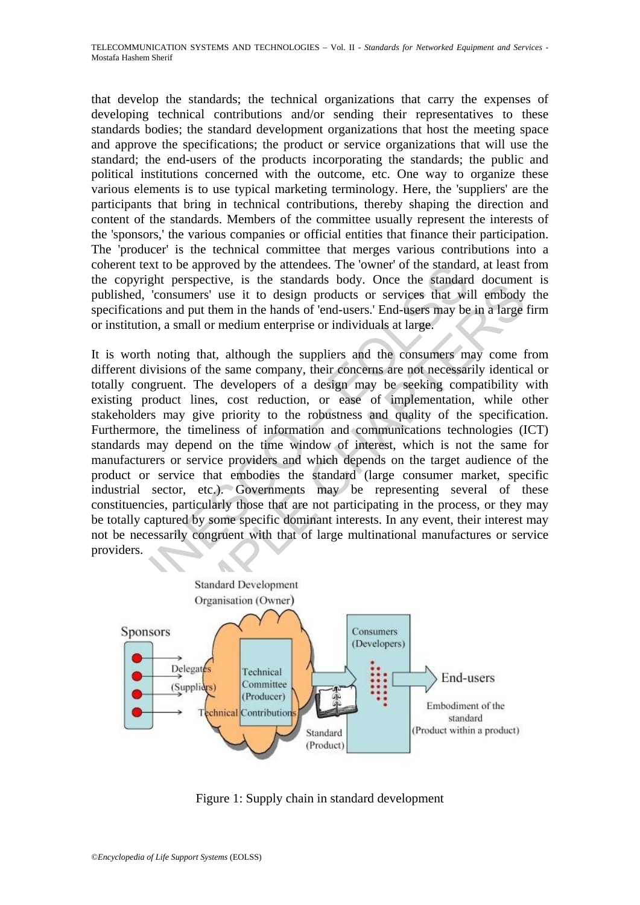that develop the standards; the technical organizations that carry the expenses of developing technical contributions and/or sending their representatives to these standards bodies; the standard development organizations that host the meeting space and approve the specifications; the product or service organizations that will use the standard; the end-users of the products incorporating the standards; the public and political institutions concerned with the outcome, etc. One way to organize these various elements is to use typical marketing terminology. Here, the 'suppliers' are the participants that bring in technical contributions, thereby shaping the direction and content of the standards. Members of the committee usually represent the interests of the 'sponsors,' the various companies or official entities that finance their participation. The 'producer' is the technical committee that merges various contributions into a coherent text to be approved by the attendees. The 'owner' of the standard, at least from the copyright perspective, is the standards body. Once the standard document is published, 'consumers' use it to design products or services that will embody the specifications and put them in the hands of 'end-users.' End-users may be in a large firm or institution, a small or medium enterprise or individuals at large.

It is worth noting that, although the suppliers and the consumers may come from different divisions of the same company, their concerns are not necessarily identical or totally congruent. The developers of a design may be seeking compatibility with existing product lines, cost reduction, or ease of implementation, while other stakeholders may give priority to the robustness and quality of the specification. Furthermore, the timeliness of information and communications technologies (ICT) standards may depend on the time window of interest, which is not the same for manufacturers or service providers and which depends on the target audience of the product or service that embodies the standard (large consumer market, specific industrial sector, etc.). Governments may be representing several of these constituencies, particularly those that are not participating in the process, or they may be totally captured by some specific dominant interests. In any event, their interest may not be necessarily congruent with that of large multinational manufactures or service providers.

Figure 1: Supply chain in standard development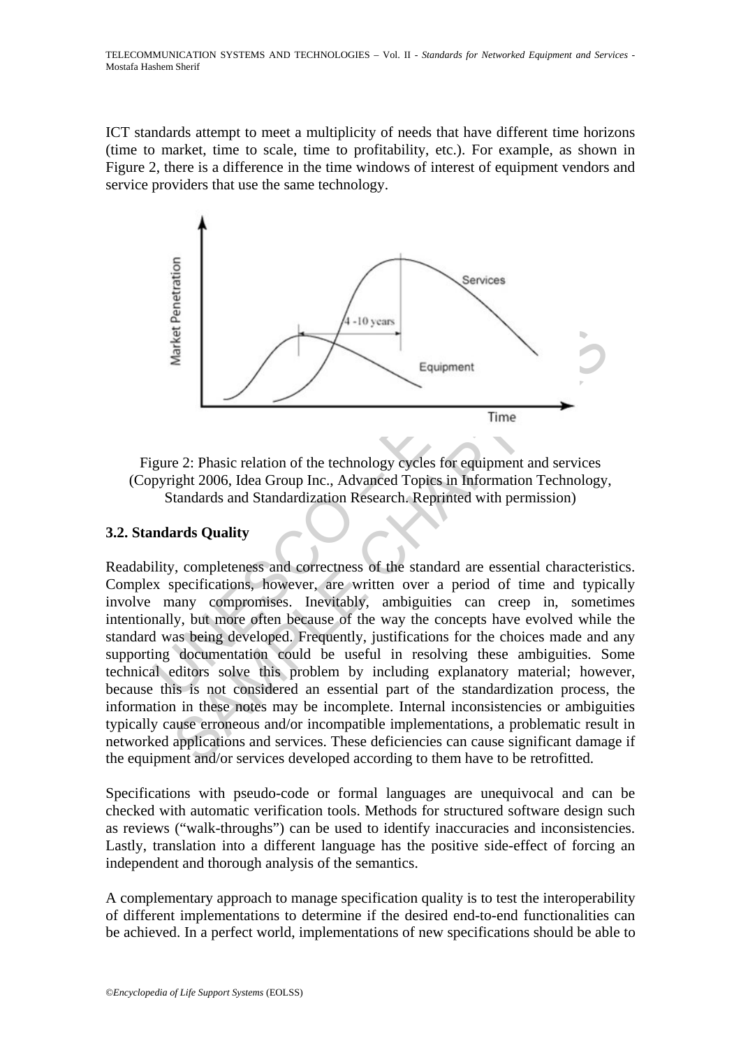ICT standards attempt to meet a multiplicity of needs that have different time horizons (time to market, time to scale, time to profitability, etc.). For example, as shown in Figure 2, there is a difference in the time windows of interest of equipment vendors and service providers that use the same technology.

Figure 2: Phasic relation of the technology cycles for equipment and services (Copyright 2006, Idea Group Inc., Advanced Topics in Information Technology, Standards and Standardization Research. Reprinted with permission)

### 3.2. Standards Quality

Readability, completeness and correctness of the standard are essential characteristics. Complex specifications, however, are written over a period of time and typically involve many compromises. Inevitably, ambiguities can creep in, sometimes intentionally, but more often because of the way the concepts have evolved while the standard was being developed. Frequently, justifications for the choices made and any supporting documentation could be useful in resolving these ambiguities. Some technical editors solve this problem by including explanatory material; however, because this is not considered an essential part of the standardization process, the information in these notes may be incomplete. Internal inconsistencies or ambiguities typically cause erroneous and/or incompatible implementations, a problematic result in networked applications and services. These deficiencies can cause significant damage if the equipment and/or services developed according to them have to be retrofitted.

Specifications with pseudo-code or formal languages are unequivocal and can be checked with automatic verification tools. Methods for structured software design such as reviews ("walk-throughs") can be used to identify inaccuracies and inconsistencies. Lastly, translation into a different language has the positive side-effect of forcing an independent and thorough analysis of the semantics.

A complementary approach to manage specification quality is to test the interoperability of different implementations to determine if the desired end-to-end functionalities can be achieved. In a perfect world, implementations of new specifications should be able to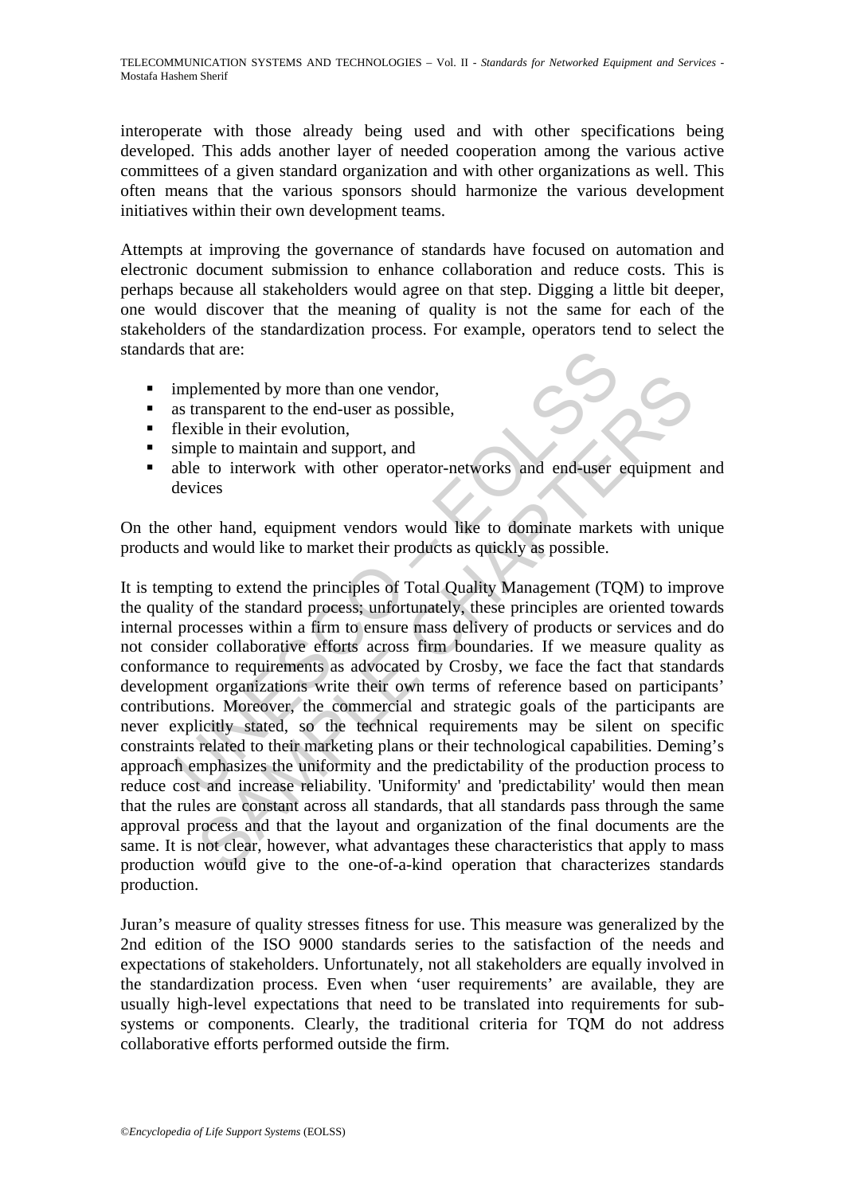interoperate with those already being used and with other specifications being developed. This adds another layer of needed cooperation among the various active committees of a given standard organization and with other organizations as well. This often means that the various sponsors should harmonize the various development initiatives within their own development teams.

Attempts at improving the governance of standards have focused on automation and electronic document submission to enhance collaboration and reduce costs. This is perhaps because all stakeholders would agree on that step. Digging a little bit deeper, one would discover that the meaning of quality is not the same for each of the stakeholders of the standardization process. For example, operators tend to select the standards that are:

- implemented by more than one vendor,
- as transparent to the end-user as possible,
- flexible in their evolution,
- simple to maintain and support, and
- able to interwork with other operator-networks and end-user equipment and devices

On the other hand, equipment vendors would like to dominate markets with unique products and would like to market their products as quickly as possible.

It is tempting to extend the principles of Total Quality Management (TQM) to improve the quality of the standard process; unfortunately, these principles are oriented towards internal processes within a firm to ensure mass delivery of products or services and do not consider collaborative efforts across firm boundaries. If we measure quality as conformance to requirements as advocated by Crosby, we face the fact that standards development organizations write their own terms of reference based on participants' contributions. Moreover, the commercial and strategic goals of the participants are never explicitly stated, so the technical requirements may be silent on specific constraints related to their marketing plans or their technological capabilities. Deming's approach emphasizes the uniformity and the predictability of the production process to reduce cost and increase reliability. 'Uniformity' and 'predictability' would then mean that the rules are constant across all standards, that all standards pass through the same approval process and that the layout and organization of the final documents are the same. It is not clear, however, what advantages these characteristics that apply to mass production would give to the one-of-a-kind operation that characterizes standards production.

Juran's measure of quality stresses fitness for use. This measure was generalized by the 2nd edition of the ISO 9000 standards series to the satisfaction of the needs and expectations of stakeholders. Unfortunately, not all stakeholders are equally involved in the standardization process. Even when 'user requirements' are available, they are usually high-level expectations that need to be translated into requirements for sub-systems or components. Clearly, the traditional criteria for TQM do not address collaborative efforts performed outside the firm.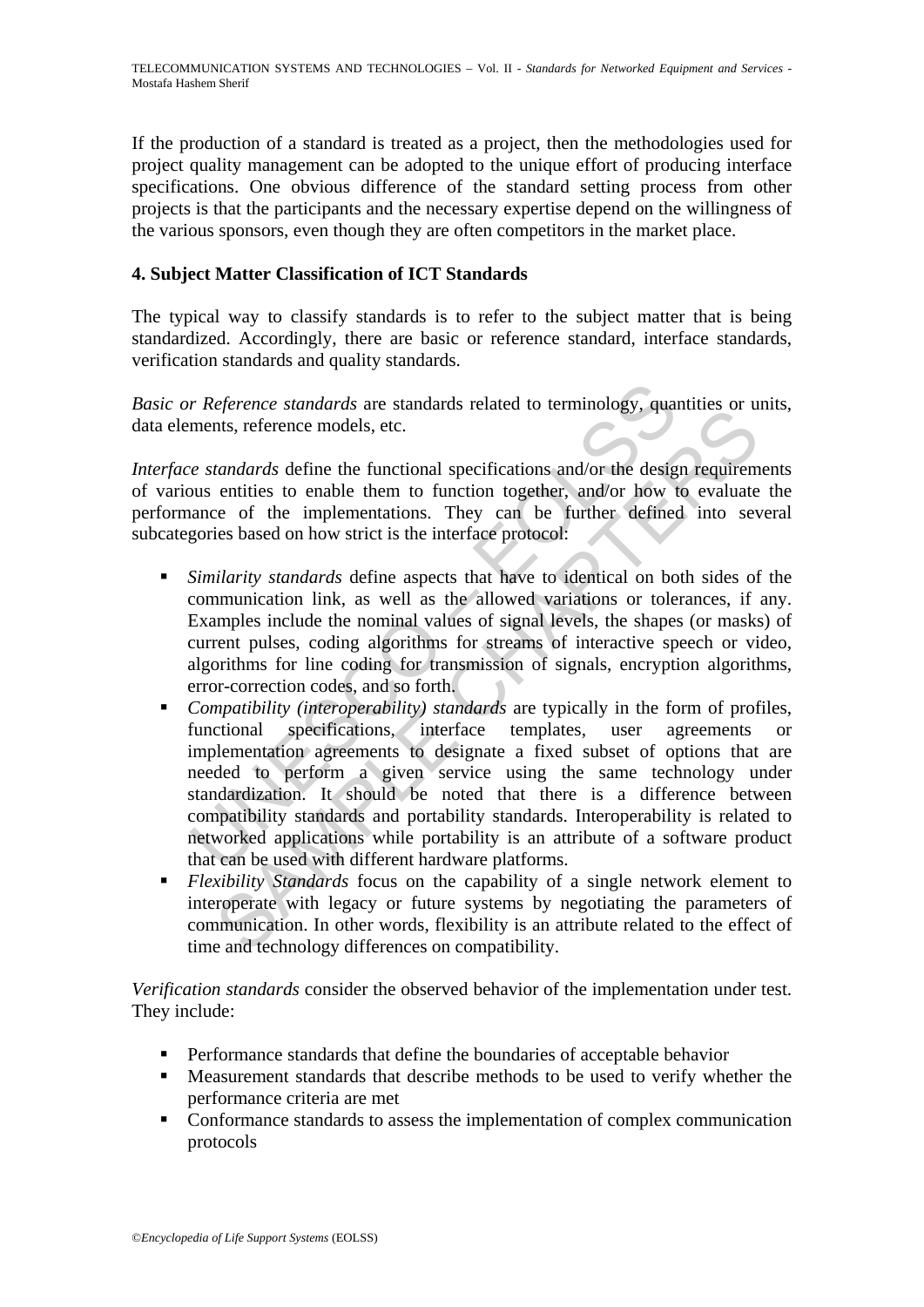If the production of a standard is treated as a project, then the methodologies used for project quality management can be adopted to the unique effort of producing interface specifications. One obvious difference of the standard setting process from other projects is that the participants and the necessary expertise depend on the willingness of the various sponsors, even though they are often competitors in the market place.

## 4. Subject Matter Classification of ICT Standards

The typical way to classify standards is to refer to the subject matter that is being standardized. Accordingly, there are basic or reference standard, interface standards, verification standards and quality standards.

*Basic or Reference standards* are standards related to terminology, quantities or units, data elements, reference models, etc.

*Interface standards* define the functional specifications and/or the design requirements of various entities to enable them to function together, and/or how to evaluate the performance of the implementations. They can be further defined into several subcategories based on how strict is the interface protocol:

- *Similarity standards* define aspects that have to identical on both sides of the communication link, as well as the allowed variations or tolerances, if any. Examples include the nominal values of signal levels, the shapes (or masks) of current pulses, coding algorithms for streams of interactive speech or video, algorithms for line coding for transmission of signals, encryption algorithms, error-correction codes, and so forth.
- *Compatibility (interoperability) standards* are typically in the form of profiles, functional specifications, interface templates, user agreements or implementation agreements to designate a fixed subset of options that are needed to perform a given service using the same technology under standardization. It should be noted that there is a difference between compatibility standards and portability standards. Interoperability is related to networked applications while portability is an attribute of a software product that can be used with different hardware platforms.
- *Flexibility Standards* focus on the capability of a single network element to interoperate with legacy or future systems by negotiating the parameters of communication. In other words, flexibility is an attribute related to the effect of time and technology differences on compatibility.

*Verification standards* consider the observed behavior of the implementation under test. They include:

- Performance standards that define the boundaries of acceptable behavior
- Measurement standards that describe methods to be used to verify whether the performance criteria are met
- Conformance standards to assess the implementation of complex communication protocols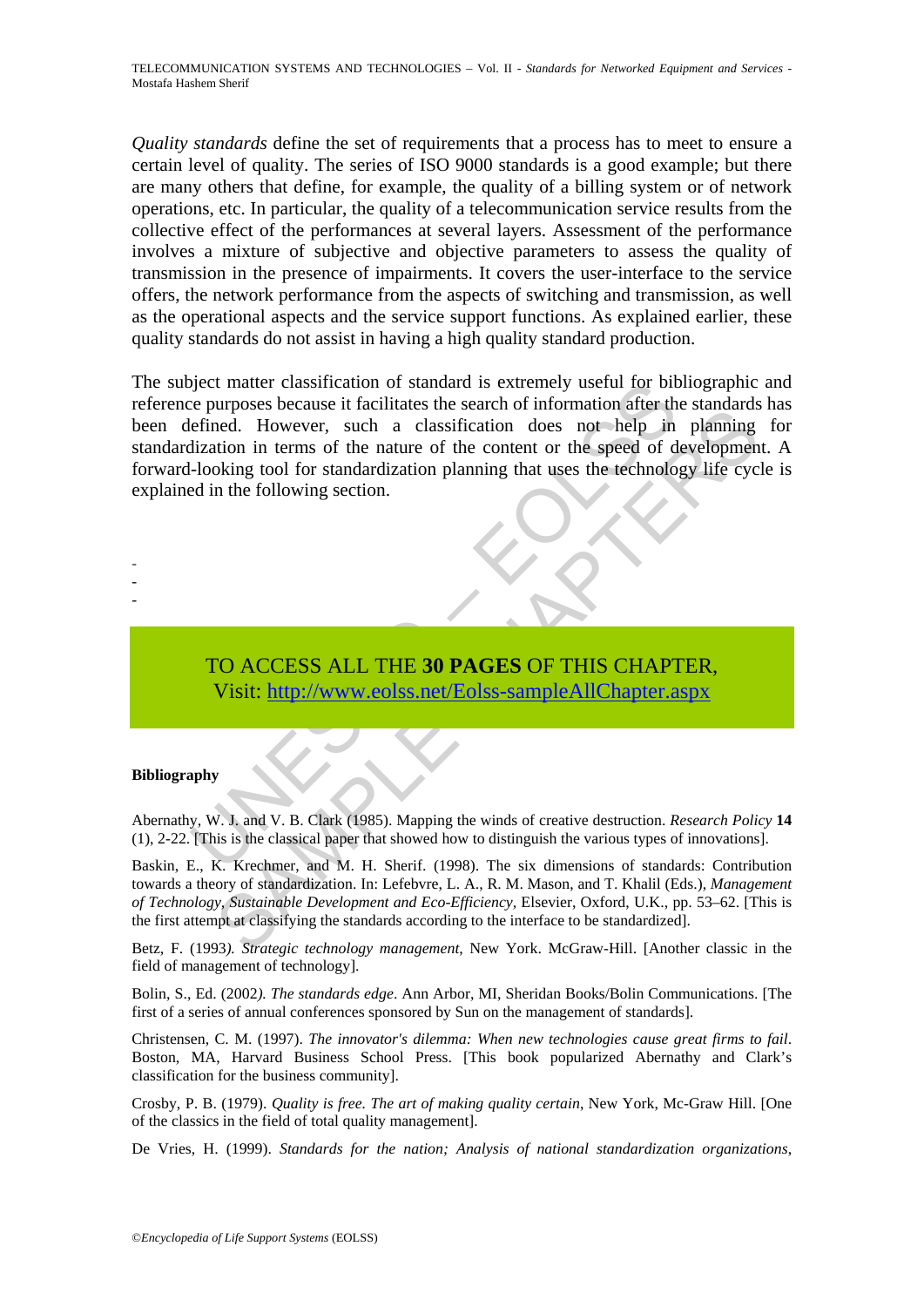*Quality standards* define the set of requirements that a process has to meet to ensure a certain level of quality. The series of ISO 9000 standards is a good example; but there are many others that define, for example, the quality of a billing system or of network operations, etc. In particular, the quality of a telecommunication service results from the collective effect of the performances at several layers. Assessment of the performance involves a mixture of subjective and objective parameters to assess the quality of transmission in the presence of impairments. It covers the user-interface to the service offers, the network performance from the aspects of switching and transmission, as well as the operational aspects and the service support functions. As explained earlier, these quality standards do not assist in having a high quality standard production.

The subject matter classification of standard is extremely useful for bibliographic and reference purposes because it facilitates the search of information after the standards has been defined. However, such a classification does not help in planning for standardization in terms of the nature of the content or the speed of development. A forward-looking tool for standardization planning that uses the technology life cycle is explained in the following section.

-
-
-

TO ACCESS ALL THE **30 PAGES** OF THIS CHAPTER,
Visit: http://www.eolss.net/Eolss-sampleAllChapter.aspx

**Bibliography**

Abernathy, W. J. and V. B. Clark (1985). Mapping the winds of creative destruction. *Research Policy* **14** (1), 2-22. [This is the classical paper that showed how to distinguish the various types of innovations].

Baskin, E., K. Krechmer, and M. H. Sherif. (1998). The six dimensions of standards: Contribution towards a theory of standardization. In: Lefebvre, L. A., R. M. Mason, and T. Khalil (Eds.), *Management of Technology, Sustainable Development and Eco-Efficiency,* Elsevier, Oxford, U.K., pp. 53–62. [This is the first attempt at classifying the standards according to the interface to be standardized].

Betz, F. (1993*). Strategic technology management*, New York. McGraw-Hill. [Another classic in the field of management of technology].

Bolin, S., Ed. (2002*). The standards edge*. Ann Arbor, MI, Sheridan Books/Bolin Communications. [The first of a series of annual conferences sponsored by Sun on the management of standards].

Christensen, C. M. (1997). *The innovator's dilemma: When new technologies cause great firms to fail*. Boston, MA, Harvard Business School Press. [This book popularized Abernathy and Clark's classification for the business community].

Crosby, P. B. (1979). *Quality is free. The art of making quality certain*, New York, Mc-Graw Hill. [One of the classics in the field of total quality management].

De Vries, H. (1999). *Standards for the nation; Analysis of national standardization organizations*,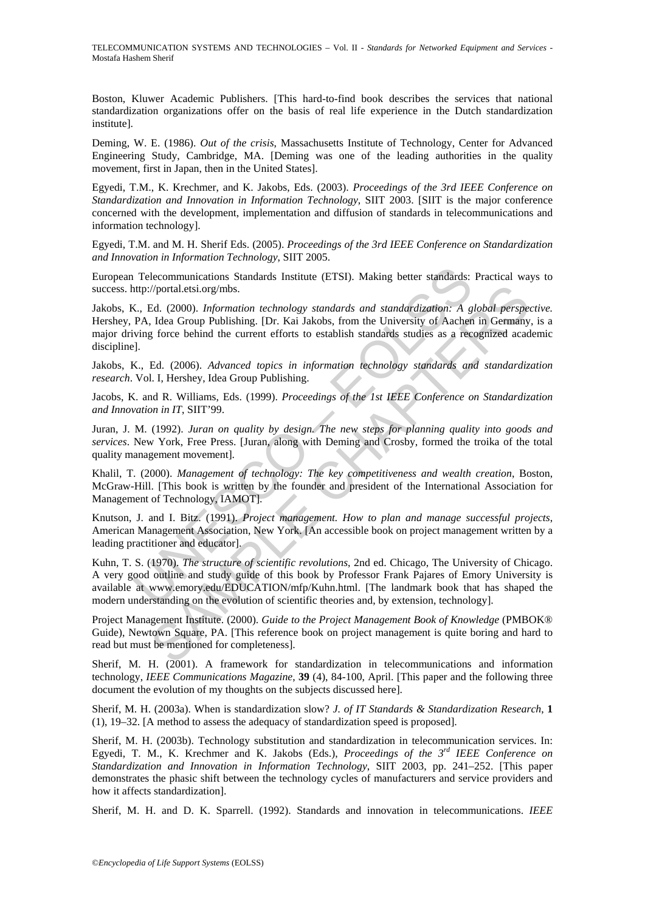Boston, Kluwer Academic Publishers. [This hard-to-find book describes the services that national standardization organizations offer on the basis of real life experience in the Dutch standardization institute].

Deming, W. E. (1986). *Out of the crisis*, Massachusetts Institute of Technology, Center for Advanced Engineering Study, Cambridge, MA. [Deming was one of the leading authorities in the quality movement, first in Japan, then in the United States].

Egyedi, T.M., K. Krechmer, and K. Jakobs, Eds. (2003). *Proceedings of the 3rd IEEE Conference on Standardization and Innovation in Information Technology*, SIIT 2003. [SIIT is the major conference concerned with the development, implementation and diffusion of standards in telecommunications and information technology].

Egyedi, T.M. and M. H. Sherif Eds. (2005). *Proceedings of the 3rd IEEE Conference on Standardization and Innovation in Information Technology*, SIIT 2005.

European Telecommunications Standards Institute (ETSI). Making better standards: Practical ways to success. http://portal.etsi.org/mbs.

Jakobs, K., Ed. (2000). *Information technology standards and standardization: A global perspective.* Hershey, PA, Idea Group Publishing. [Dr. Kai Jakobs, from the University of Aachen in Germany, is a major driving force behind the current efforts to establish standards studies as a recognized academic discipline].

Jakobs, K., Ed. (2006). *Advanced topics in information technology standards and standardization research*. Vol. I, Hershey, Idea Group Publishing.

Jacobs, K. and R. Williams, Eds. (1999). *Proceedings of the 1st IEEE Conference on Standardization and Innovation in IT*, SIIT'99.

Juran, J. M. (1992). *Juran on quality by design. The new steps for planning quality into goods and services*. New York, Free Press. [Juran, along with Deming and Crosby, formed the troika of the total quality management movement].

Khalil, T. (2000). *Management of technology: The key competitiveness and wealth creation*, Boston, McGraw-Hill. [This book is written by the founder and president of the International Association for Management of Technology, IAMOT].

Knutson, J. and I. Bitz. (1991). *Project management. How to plan and manage successful projects*, American Management Association, New York. [An accessible book on project management written by a leading practitioner and educator].

Kuhn, T. S. (1970). *The structure of scientific revolutions*, 2nd ed. Chicago, The University of Chicago. A very good outline and study guide of this book by Professor Frank Pajares of Emory University is available at www.emory.edu/EDUCATION/mfp/Kuhn.html. [The landmark book that has shaped the modern understanding on the evolution of scientific theories and, by extension, technology].

Project Management Institute. (2000). *Guide to the Project Management Book of Knowledge* (PMBOK® Guide), Newtown Square, PA. [This reference book on project management is quite boring and hard to read but must be mentioned for completeness].

Sherif, M. H. (2001). A framework for standardization in telecommunications and information technology, *IEEE Communications Magazine*, **39** (4), 84-100, April. [This paper and the following three document the evolution of my thoughts on the subjects discussed here].

Sherif, M. H. (2003a). When is standardization slow? *J. of IT Standards & Standardization Research*, **1** (1), 19–32. [A method to assess the adequacy of standardization speed is proposed].

Sherif, M. H. (2003b). Technology substitution and standardization in telecommunication services. In: Egyedi, T. M., K. Krechmer and K. Jakobs (Eds.), *Proceedings of the 3rd IEEE Conference on Standardization and Innovation in Information Technology*, SIIT 2003, pp. 241–252. [This paper demonstrates the phasic shift between the technology cycles of manufacturers and service providers and how it affects standardization].

Sherif, M. H. and D. K. Sparrell. (1992). Standards and innovation in telecommunications. *IEEE*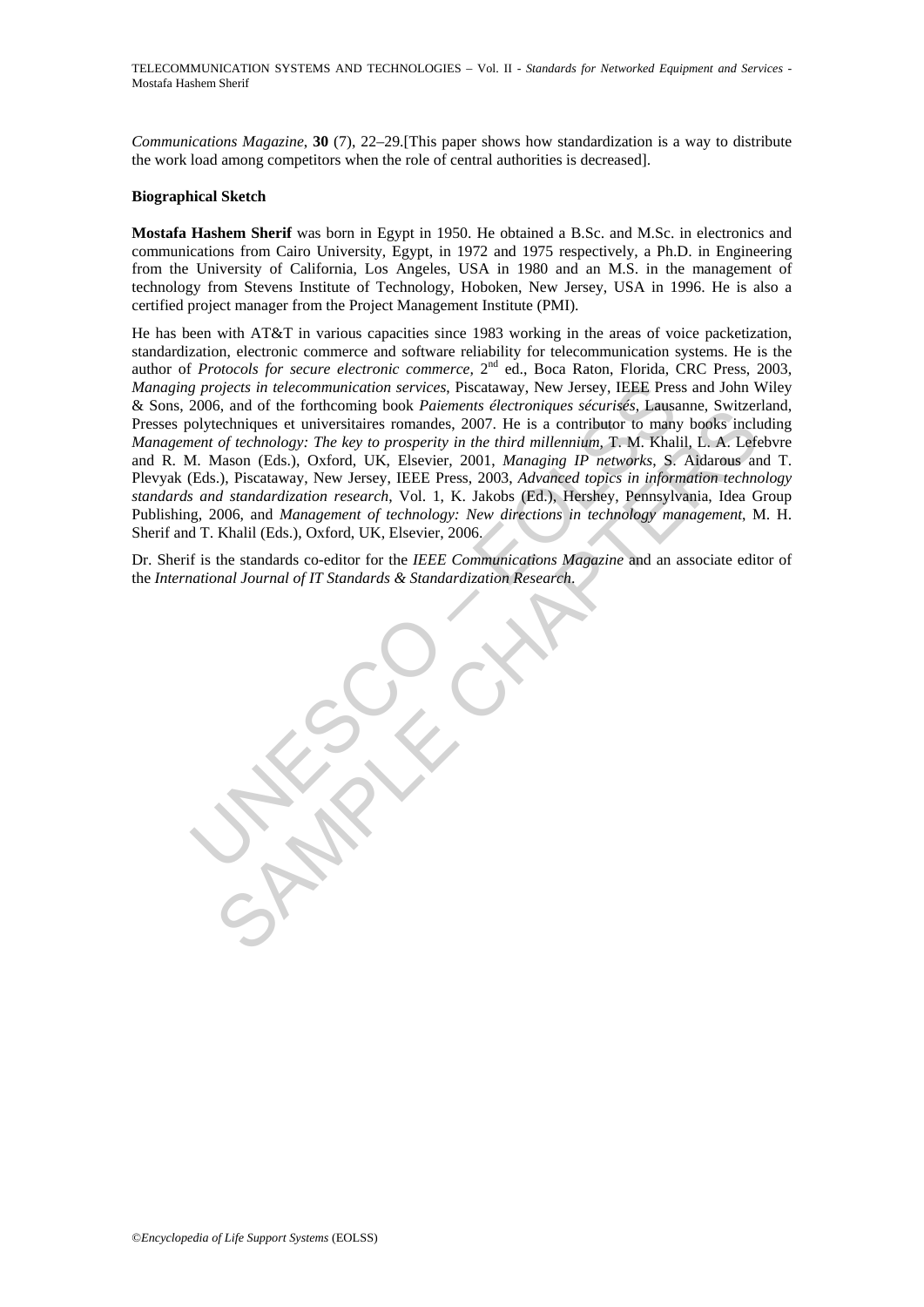*Communications Magazine*, **30** (7), 22–29.[This paper shows how standardization is a way to distribute the work load among competitors when the role of central authorities is decreased].

**Biographical Sketch**

**Mostafa Hashem Sherif** was born in Egypt in 1950. He obtained a B.Sc. and M.Sc. in electronics and communications from Cairo University, Egypt, in 1972 and 1975 respectively, a Ph.D. in Engineering from the University of California, Los Angeles, USA in 1980 and an M.S. in the management of technology from Stevens Institute of Technology, Hoboken, New Jersey, USA in 1996. He is also a certified project manager from the Project Management Institute (PMI).

He has been with AT&T in various capacities since 1983 working in the areas of voice packetization, standardization, electronic commerce and software reliability for telecommunication systems. He is the author of *Protocols for secure electronic commerce,* 2nd ed., Boca Raton, Florida, CRC Press, 2003, *Managing projects in telecommunication services,* Piscataway, New Jersey, IEEE Press and John Wiley & Sons, 2006, and of the forthcoming book *Paiements électroniques sécurisés*, Lausanne, Switzerland, Presses polytechniques et universitaires romandes, 2007. He is a contributor to many books including *Management of technology: The key to prosperity in the third millennium,* T. M. Khalil, L. A. Lefebvre and R. M. Mason (Eds.), Oxford, UK, Elsevier, 2001, *Managing IP networks*, S. Aidarous and T. Plevyak (Eds.), Piscataway, New Jersey, IEEE Press, 2003, *Advanced topics in information technology standards and standardization research*, Vol. 1, K. Jakobs (Ed.), Hershey, Pennsylvania, Idea Group Publishing, 2006, and *Management of technology: New directions in technology management*, M. H. Sherif and T. Khalil (Eds.), Oxford, UK, Elsevier, 2006.

Dr. Sherif is the standards co-editor for the *IEEE Communications Magazine* and an associate editor of the *International Journal of IT Standards & Standardization Research*.